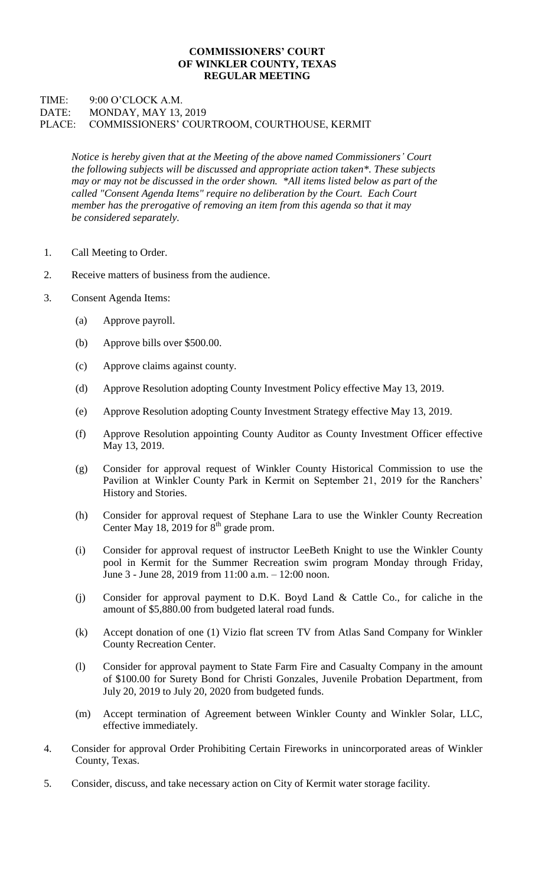**COMMISSIONERS' COURT**
**OF WINKLER COUNTY, TEXAS**
**REGULAR MEETING**

TIME: 9:00 O'CLOCK A.M.
DATE: MONDAY, MAY 13, 2019
PLACE: COMMISSIONERS' COURTROOM, COURTHOUSE, KERMIT

*Notice is hereby given that at the Meeting of the above named Commissioners' Court the following subjects will be discussed and appropriate action taken*. These subjects may or may not be discussed in the order shown. *All items listed below as part of the called "Consent Agenda Items" require no deliberation by the Court. Each Court member has the prerogative of removing an item from this agenda so that it may be considered separately.*

1. Call Meeting to Order.

2. Receive matters of business from the audience.

3. Consent Agenda Items:

   (a) Approve payroll.

   (b) Approve bills over $500.00.

   (c) Approve claims against county.

   (d) Approve Resolution adopting County Investment Policy effective May 13, 2019.

   (e) Approve Resolution adopting County Investment Strategy effective May 13, 2019.

   (f) Approve Resolution appointing County Auditor as County Investment Officer effective May 13, 2019.

   (g) Consider for approval request of Winkler County Historical Commission to use the Pavilion at Winkler County Park in Kermit on September 21, 2019 for the Ranchers' History and Stories.

   (h) Consider for approval request of Stephane Lara to use the Winkler County Recreation Center May 18, 2019 for 8th grade prom.

   (i) Consider for approval request of instructor LeeBeth Knight to use the Winkler County pool in Kermit for the Summer Recreation swim program Monday through Friday, June 3 - June 28, 2019 from 11:00 a.m. – 12:00 noon.

   (j) Consider for approval payment to D.K. Boyd Land & Cattle Co., for caliche in the amount of $5,880.00 from budgeted lateral road funds.

   (k) Accept donation of one (1) Vizio flat screen TV from Atlas Sand Company for Winkler County Recreation Center.

   (l) Consider for approval payment to State Farm Fire and Casualty Company in the amount of $100.00 for Surety Bond for Christi Gonzales, Juvenile Probation Department, from July 20, 2019 to July 20, 2020 from budgeted funds.

   (m) Accept termination of Agreement between Winkler County and Winkler Solar, LLC, effective immediately.

4. Consider for approval Order Prohibiting Certain Fireworks in unincorporated areas of Winkler County, Texas.

5. Consider, discuss, and take necessary action on City of Kermit water storage facility.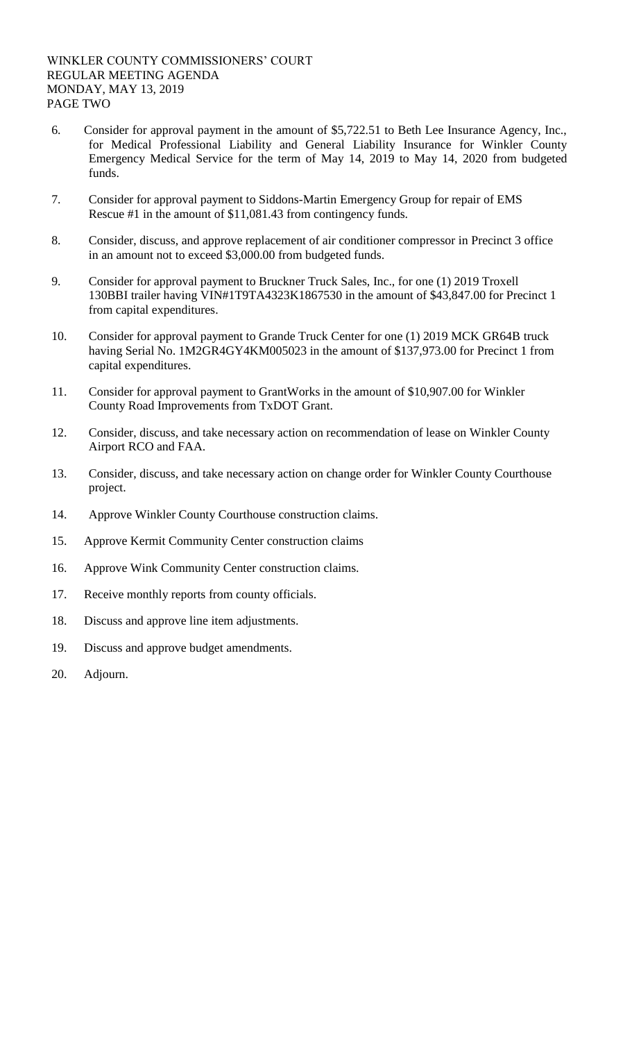WINKLER COUNTY COMMISSIONERS' COURT
REGULAR MEETING AGENDA
MONDAY, MAY 13, 2019
PAGE TWO

6. Consider for approval payment in the amount of $5,722.51 to Beth Lee Insurance Agency, Inc., for Medical Professional Liability and General Liability Insurance for Winkler County Emergency Medical Service for the term of May 14, 2019 to May 14, 2020 from budgeted funds.

7. Consider for approval payment to Siddons-Martin Emergency Group for repair of EMS Rescue #1 in the amount of $11,081.43 from contingency funds.

8. Consider, discuss, and approve replacement of air conditioner compressor in Precinct 3 office in an amount not to exceed $3,000.00 from budgeted funds.

9. Consider for approval payment to Bruckner Truck Sales, Inc., for one (1) 2019 Troxell 130BBI trailer having VIN#1T9TA4323K1867530 in the amount of $43,847.00 for Precinct 1 from capital expenditures.

10. Consider for approval payment to Grande Truck Center for one (1) 2019 MCK GR64B truck having Serial No. 1M2GR4GY4KM005023 in the amount of $137,973.00 for Precinct 1 from capital expenditures.

11. Consider for approval payment to GrantWorks in the amount of $10,907.00 for Winkler County Road Improvements from TxDOT Grant.

12. Consider, discuss, and take necessary action on recommendation of lease on Winkler County Airport RCO and FAA.

13. Consider, discuss, and take necessary action on change order for Winkler County Courthouse project.

14. Approve Winkler County Courthouse construction claims.

15. Approve Kermit Community Center construction claims

16. Approve Wink Community Center construction claims.

17. Receive monthly reports from county officials.

18. Discuss and approve line item adjustments.

19. Discuss and approve budget amendments.

20. Adjourn.